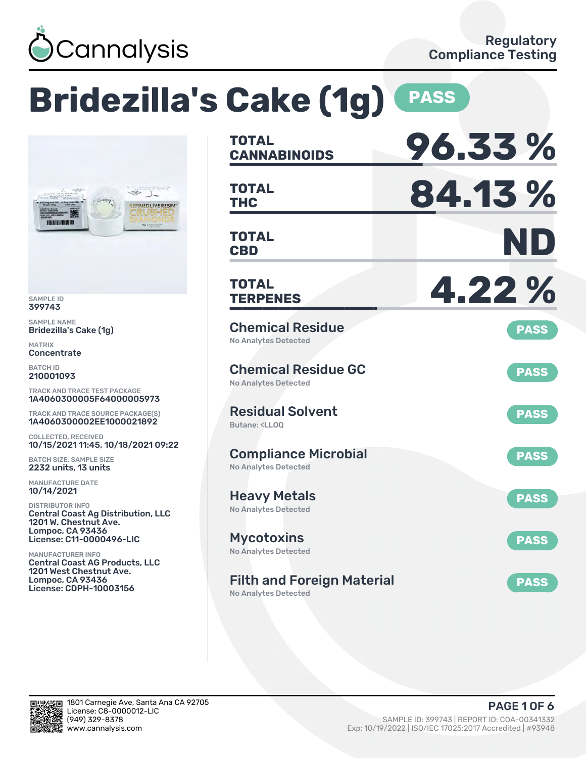Cannalysis

Regulatory Compliance Testing

# Bridezilla's Cake (1g) PASS

SAMPLE ID
399743

SAMPLE NAME
Bridezilla's Cake (1g)

MATRIX
Concentrate

BATCH ID
210001093

TRACK AND TRACE TEST PACKAGE
1A4060300005F64000005973

TRACK AND TRACE SOURCE PACKAGE(S)
1A4060300002EE1000021892

COLLECTED, RECEIVED
10/15/2021 11:45, 10/18/2021 09:22

BATCH SIZE, SAMPLE SIZE
2232 units, 13 units

MANUFACTURE DATE
10/14/2021

DISTRIBUTOR INFO
Central Coast Ag Distribution, LLC
1201 W. Chestnut Ave.
Lompoc, CA 93436
License: C11-0000496-LIC

MANUFACTURER INFO
Central Coast AG Products, LLC
1201 West Chestnut Ave.
Lompoc, CA 93436
License: CDPH-10003156

| | |
|---|---|
| **TOTAL CANNABINOIDS** | **96.33 %** |
| **TOTAL THC** | **84.13 %** |
| **TOTAL CBD** | **ND** |
| **TOTAL TERPENES** | **4.22 %** |

## Chemical Residue — PASS
No Analytes Detected

## Chemical Residue GC — PASS
No Analytes Detected

## Residual Solvent — PASS
Butane: <LLOQ

## Compliance Microbial — PASS
No Analytes Detected

## Heavy Metals — PASS
No Analytes Detected

## Mycotoxins — PASS
No Analytes Detected

## Filth and Foreign Material — PASS
No Analytes Detected

1801 Carnegie Ave, Santa Ana CA 92705
License: C8-0000012-LIC
(949) 329-8378
www.cannalysis.com

SAMPLE ID: 399743 | REPORT ID: COA-00341332
Exp: 10/19/2022 | ISO/IEC 17025:2017 Accredited | #93948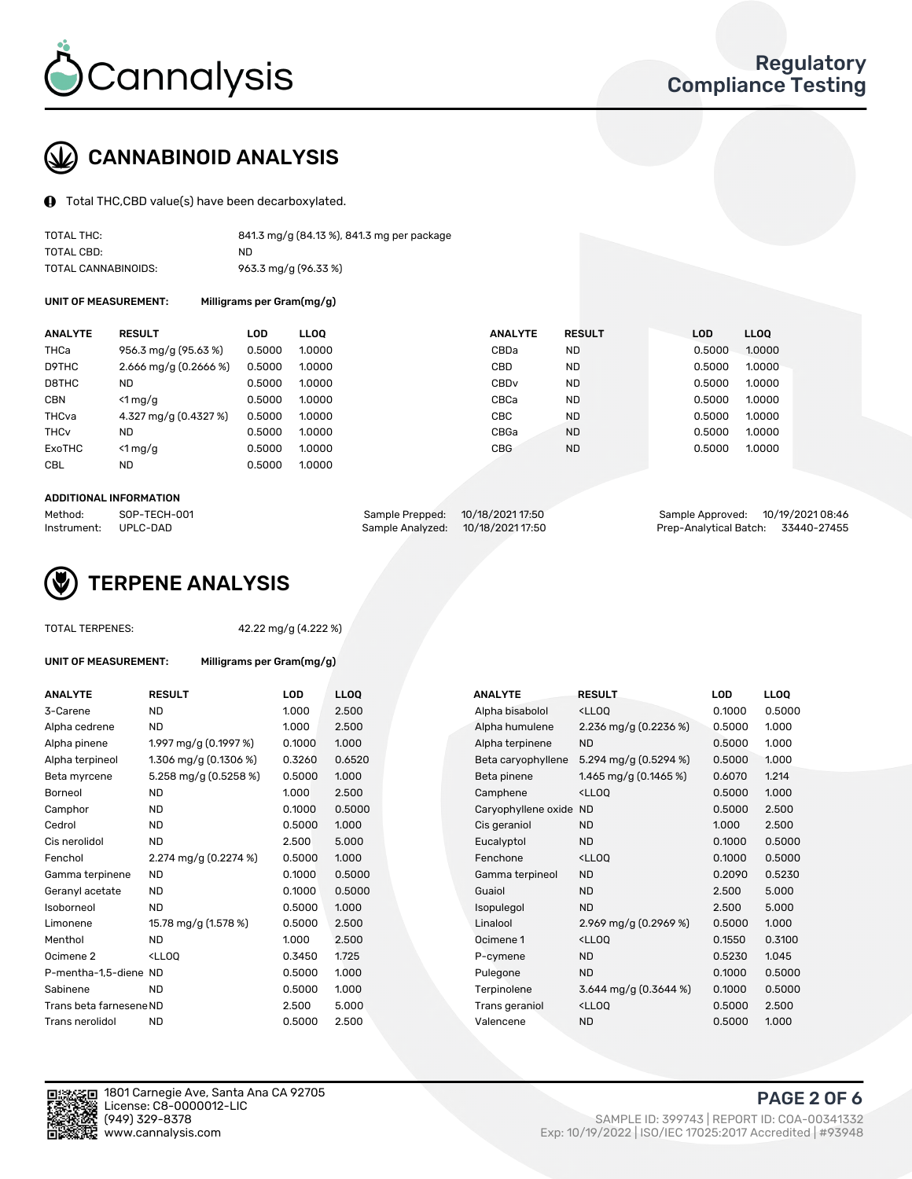Cannalysis

Regulatory Compliance Testing

## CANNABINOID ANALYSIS

Total THC,CBD value(s) have been decarboxylated.

| | |
|---|---|
| TOTAL THC: | 841.3 mg/g (84.13 %), 841.3 mg per package |
| TOTAL CBD: | ND |
| TOTAL CANNABINOIDS: | 963.3 mg/g (96.33 %) |

**UNIT OF MEASUREMENT:** Milligrams per Gram(mg/g)

| ANALYTE | RESULT | LOD | LLOQ | ANALYTE | RESULT | LOD | LLOQ |
|---|---|---|---|---|---|---|---|
| THCa | 956.3 mg/g (95.63 %) | 0.5000 | 1.0000 | CBDa | ND | 0.5000 | 1.0000 |
| D9THC | 2.666 mg/g (0.2666 %) | 0.5000 | 1.0000 | CBD | ND | 0.5000 | 1.0000 |
| D8THC | ND | 0.5000 | 1.0000 | CBDv | ND | 0.5000 | 1.0000 |
| CBN | <1 mg/g | 0.5000 | 1.0000 | CBCa | ND | 0.5000 | 1.0000 |
| THCva | 4.327 mg/g (0.4327 %) | 0.5000 | 1.0000 | CBC | ND | 0.5000 | 1.0000 |
| THCv | ND | 0.5000 | 1.0000 | CBGa | ND | 0.5000 | 1.0000 |
| ExoTHC | <1 mg/g | 0.5000 | 1.0000 | CBG | ND | 0.5000 | 1.0000 |
| CBL | ND | 0.5000 | 1.0000 | | | | |

**ADDITIONAL INFORMATION**

| | | | | | |
|---|---|---|---|---|---|
| Method: | SOP-TECH-001 | Sample Prepped: | 10/18/2021 17:50 | Sample Approved: | 10/19/2021 08:46 |
| Instrument: | UPLC-DAD | Sample Analyzed: | 10/18/2021 17:50 | Prep-Analytical Batch: | 33440-27455 |

## TERPENE ANALYSIS

TOTAL TERPENES: 42.22 mg/g (4.222 %)

**UNIT OF MEASUREMENT:** Milligrams per Gram(mg/g)

| ANALYTE | RESULT | LOD | LLOQ | ANALYTE | RESULT | LOD | LLOQ |
|---|---|---|---|---|---|---|---|
| 3-Carene | ND | 1.000 | 2.500 | Alpha bisabolol | <LLOQ | 0.1000 | 0.5000 |
| Alpha cedrene | ND | 1.000 | 2.500 | Alpha humulene | 2.236 mg/g (0.2236 %) | 0.5000 | 1.000 |
| Alpha pinene | 1.997 mg/g (0.1997 %) | 0.1000 | 1.000 | Alpha terpinene | ND | 0.5000 | 1.000 |
| Alpha terpineol | 1.306 mg/g (0.1306 %) | 0.3260 | 0.6520 | Beta caryophyllene | 5.294 mg/g (0.5294 %) | 0.5000 | 1.000 |
| Beta myrcene | 5.258 mg/g (0.5258 %) | 0.5000 | 1.000 | Beta pinene | 1.465 mg/g (0.1465 %) | 0.6070 | 1.214 |
| Borneol | ND | 1.000 | 2.500 | Camphene | <LLOQ | 0.5000 | 1.000 |
| Camphor | ND | 0.1000 | 0.5000 | Caryophyllene oxide | ND | 0.5000 | 2.500 |
| Cedrol | ND | 0.5000 | 1.000 | Cis geraniol | ND | 1.000 | 2.500 |
| Cis nerolidol | ND | 2.500 | 5.000 | Eucalyptol | ND | 0.1000 | 0.5000 |
| Fenchol | 2.274 mg/g (0.2274 %) | 0.5000 | 1.000 | Fenchone | <LLOQ | 0.1000 | 0.5000 |
| Gamma terpinene | ND | 0.1000 | 0.5000 | Gamma terpineol | ND | 0.2090 | 0.5230 |
| Geranyl acetate | ND | 0.1000 | 0.5000 | Guaiol | ND | 2.500 | 5.000 |
| Isoborneol | ND | 0.5000 | 1.000 | Isopulegol | ND | 2.500 | 5.000 |
| Limonene | 15.78 mg/g (1.578 %) | 0.5000 | 2.500 | Linalool | 2.969 mg/g (0.2969 %) | 0.5000 | 1.000 |
| Menthol | ND | 1.000 | 2.500 | Ocimene 1 | <LLOQ | 0.1550 | 0.3100 |
| Ocimene 2 | <LLOQ | 0.3450 | 1.725 | P-cymene | ND | 0.5230 | 1.045 |
| P-mentha-1,5-diene | ND | 0.5000 | 1.000 | Pulegone | ND | 0.1000 | 0.5000 |
| Sabinene | ND | 0.5000 | 1.000 | Terpinolene | 3.644 mg/g (0.3644 %) | 0.1000 | 0.5000 |
| Trans beta farnesene | ND | 2.500 | 5.000 | Trans geraniol | <LLOQ | 0.5000 | 2.500 |
| Trans nerolidol | ND | 0.5000 | 2.500 | Valencene | ND | 0.5000 | 1.000 |

1801 Carnegie Ave, Santa Ana CA 92705
License: C8-0000012-LIC
(949) 329-8378
www.cannalysis.com

SAMPLE ID: 399743 | REPORT ID: COA-00341332
Exp: 10/19/2022 | ISO/IEC 17025:2017 Accredited | #93948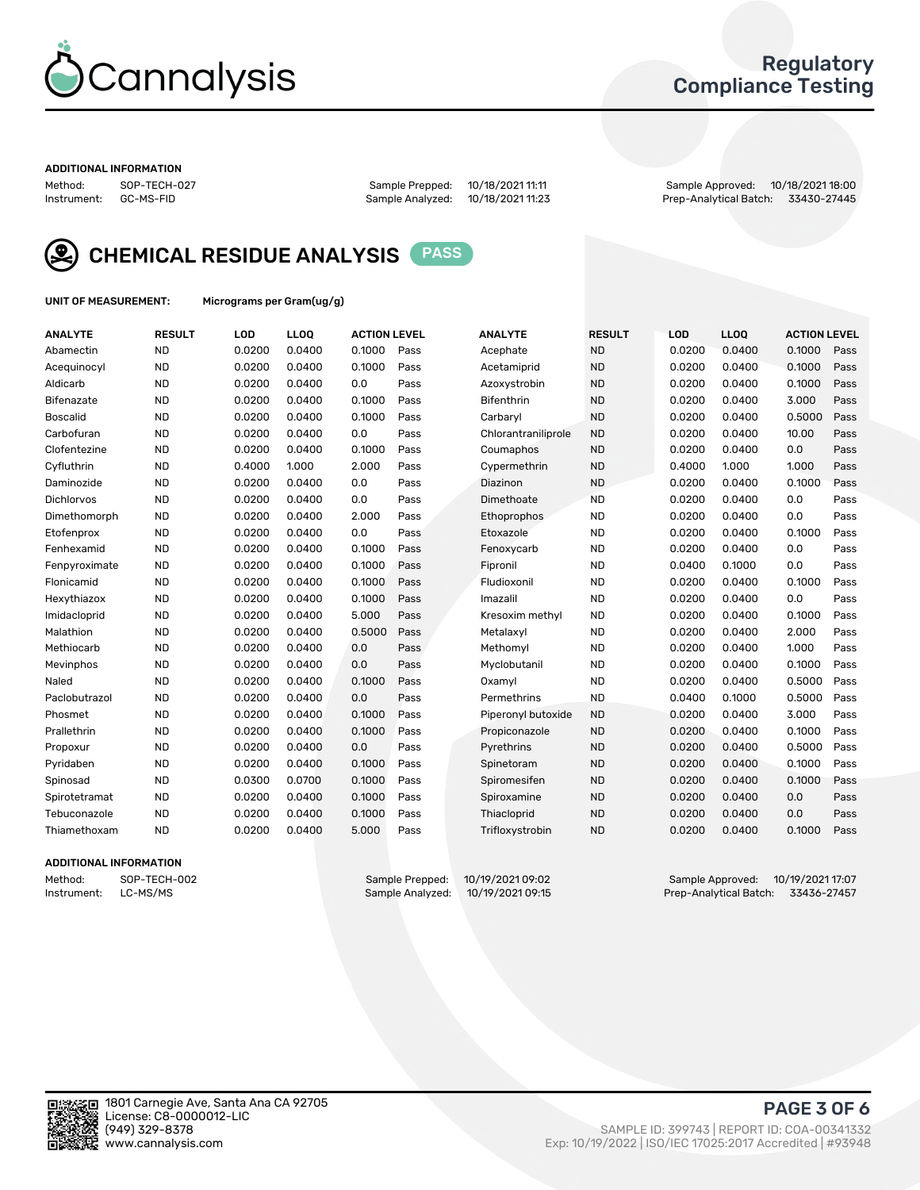# Cannalysis

## Regulatory Compliance Testing

**ADDITIONAL INFORMATION**

Method: SOP-TECH-027
Instrument: GC-MS-FID

Sample Prepped: 10/18/2021 11:11
Sample Analyzed: 10/18/2021 11:23

Sample Approved: 10/18/2021 18:00
Prep-Analytical Batch: 33430-27445

## CHEMICAL RESIDUE ANALYSIS PASS

**UNIT OF MEASUREMENT:** Micrograms per Gram(ug/g)

| ANALYTE | RESULT | LOD | LLOQ | ACTION LEVEL | | ANALYTE | RESULT | LOD | LLOQ | ACTION LEVEL | |
|---|---|---|---|---|---|---|---|---|---|---|---|
| Abamectin | ND | 0.0200 | 0.0400 | 0.1000 | Pass | Acephate | ND | 0.0200 | 0.0400 | 0.1000 | Pass |
| Acequinocyl | ND | 0.0200 | 0.0400 | 0.1000 | Pass | Acetamiprid | ND | 0.0200 | 0.0400 | 0.1000 | Pass |
| Aldicarb | ND | 0.0200 | 0.0400 | 0.0 | Pass | Azoxystrobin | ND | 0.0200 | 0.0400 | 0.1000 | Pass |
| Bifenazate | ND | 0.0200 | 0.0400 | 0.1000 | Pass | Bifenthrin | ND | 0.0200 | 0.0400 | 3.000 | Pass |
| Boscalid | ND | 0.0200 | 0.0400 | 0.1000 | Pass | Carbaryl | ND | 0.0200 | 0.0400 | 0.5000 | Pass |
| Carbofuran | ND | 0.0200 | 0.0400 | 0.0 | Pass | Chlorantraniliprole | ND | 0.0200 | 0.0400 | 10.00 | Pass |
| Clofentezine | ND | 0.0200 | 0.0400 | 0.1000 | Pass | Coumaphos | ND | 0.0200 | 0.0400 | 0.0 | Pass |
| Cyfluthrin | ND | 0.4000 | 1.000 | 2.000 | Pass | Cypermethrin | ND | 0.4000 | 1.000 | 1.000 | Pass |
| Daminozide | ND | 0.0200 | 0.0400 | 0.0 | Pass | Diazinon | ND | 0.0200 | 0.0400 | 0.1000 | Pass |
| Dichlorvos | ND | 0.0200 | 0.0400 | 0.0 | Pass | Dimethoate | ND | 0.0200 | 0.0400 | 0.0 | Pass |
| Dimethomorph | ND | 0.0200 | 0.0400 | 2.000 | Pass | Ethoprophos | ND | 0.0200 | 0.0400 | 0.0 | Pass |
| Etofenprox | ND | 0.0200 | 0.0400 | 0.0 | Pass | Etoxazole | ND | 0.0200 | 0.0400 | 0.1000 | Pass |
| Fenhexamid | ND | 0.0200 | 0.0400 | 0.1000 | Pass | Fenoxycarb | ND | 0.0200 | 0.0400 | 0.0 | Pass |
| Fenpyroximate | ND | 0.0200 | 0.0400 | 0.1000 | Pass | Fipronil | ND | 0.0400 | 0.1000 | 0.0 | Pass |
| Flonicamid | ND | 0.0200 | 0.0400 | 0.1000 | Pass | Fludioxonil | ND | 0.0200 | 0.0400 | 0.1000 | Pass |
| Hexythiazox | ND | 0.0200 | 0.0400 | 0.1000 | Pass | Imazalil | ND | 0.0200 | 0.0400 | 0.0 | Pass |
| Imidacloprid | ND | 0.0200 | 0.0400 | 5.000 | Pass | Kresoxim methyl | ND | 0.0200 | 0.0400 | 0.1000 | Pass |
| Malathion | ND | 0.0200 | 0.0400 | 0.5000 | Pass | Metalaxyl | ND | 0.0200 | 0.0400 | 2.000 | Pass |
| Methiocarb | ND | 0.0200 | 0.0400 | 0.0 | Pass | Methomyl | ND | 0.0200 | 0.0400 | 1.000 | Pass |
| Mevinphos | ND | 0.0200 | 0.0400 | 0.0 | Pass | Myclobutanil | ND | 0.0200 | 0.0400 | 0.1000 | Pass |
| Naled | ND | 0.0200 | 0.0400 | 0.1000 | Pass | Oxamyl | ND | 0.0200 | 0.0400 | 0.5000 | Pass |
| Paclobutrazol | ND | 0.0200 | 0.0400 | 0.0 | Pass | Permethrins | ND | 0.0400 | 0.1000 | 0.5000 | Pass |
| Phosmet | ND | 0.0200 | 0.0400 | 0.1000 | Pass | Piperonyl butoxide | ND | 0.0200 | 0.0400 | 3.000 | Pass |
| Prallethrin | ND | 0.0200 | 0.0400 | 0.1000 | Pass | Propiconazole | ND | 0.0200 | 0.0400 | 0.1000 | Pass |
| Propoxur | ND | 0.0200 | 0.0400 | 0.0 | Pass | Pyrethrins | ND | 0.0200 | 0.0400 | 0.5000 | Pass |
| Pyridaben | ND | 0.0200 | 0.0400 | 0.1000 | Pass | Spinetoram | ND | 0.0200 | 0.0400 | 0.1000 | Pass |
| Spinosad | ND | 0.0300 | 0.0700 | 0.1000 | Pass | Spiromesifen | ND | 0.0200 | 0.0400 | 0.1000 | Pass |
| Spirotetramat | ND | 0.0200 | 0.0400 | 0.1000 | Pass | Spiroxamine | ND | 0.0200 | 0.0400 | 0.0 | Pass |
| Tebuconazole | ND | 0.0200 | 0.0400 | 0.1000 | Pass | Thiacloprid | ND | 0.0200 | 0.0400 | 0.0 | Pass |
| Thiamethoxam | ND | 0.0200 | 0.0400 | 5.000 | Pass | Trifloxystrobin | ND | 0.0200 | 0.0400 | 0.1000 | Pass |

**ADDITIONAL INFORMATION**

Method: SOP-TECH-002
Instrument: LC-MS/MS

Sample Prepped: 10/19/2021 09:02
Sample Analyzed: 10/19/2021 09:15

Sample Approved: 10/19/2021 17:07
Prep-Analytical Batch: 33436-27457

1801 Carnegie Ave, Santa Ana CA 92705
License: C8-0000012-LIC
(949) 329-8378
www.cannalysis.com

SAMPLE ID: 399743 | REPORT ID: COA-00341332
Exp: 10/19/2022 | ISO/IEC 17025:2017 Accredited | #93948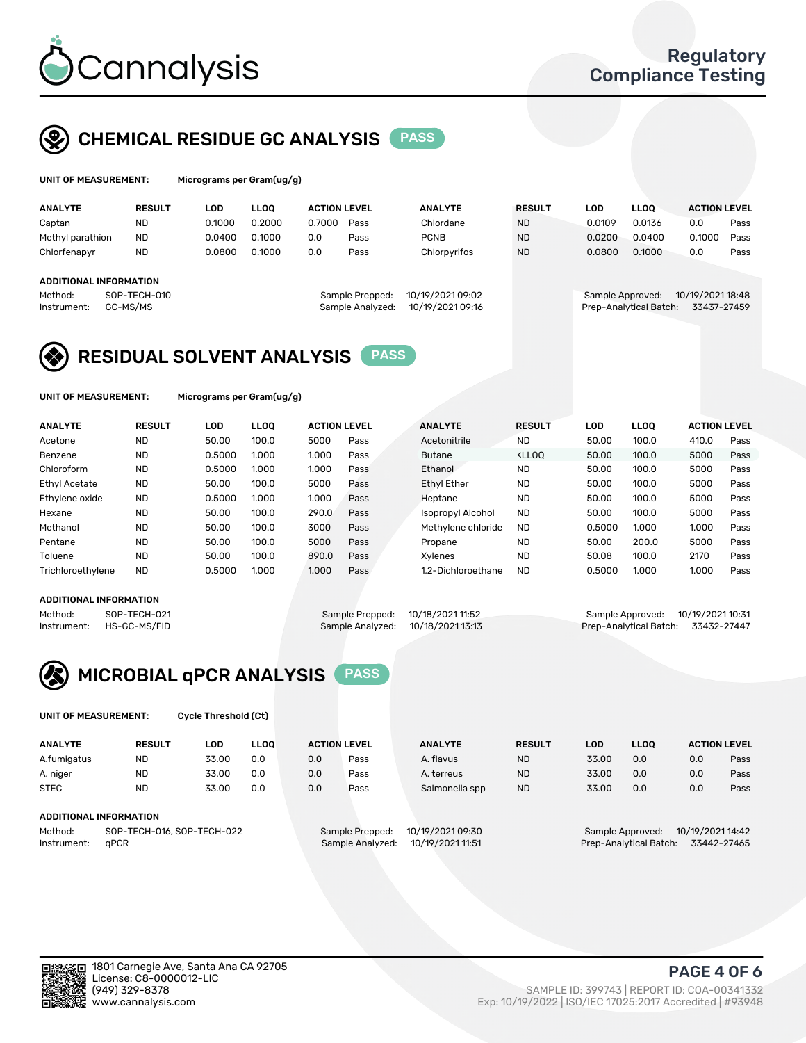# Cannalysis

Regulatory Compliance Testing

## CHEMICAL RESIDUE GC ANALYSIS PASS

**UNIT OF MEASUREMENT:** Micrograms per Gram(ug/g)

| ANALYTE | RESULT | LOD | LLOQ | ACTION LEVEL | | ANALYTE | RESULT | LOD | LLOQ | ACTION LEVEL | |
|---|---|---|---|---|---|---|---|---|---|---|---|
| Captan | ND | 0.1000 | 0.2000 | 0.7000 | Pass | Chlordane | ND | 0.0109 | 0.0136 | 0.0 | Pass |
| Methyl parathion | ND | 0.0400 | 0.1000 | 0.0 | Pass | PCNB | ND | 0.0200 | 0.0400 | 0.1000 | Pass |
| Chlorfenapyr | ND | 0.0800 | 0.1000 | 0.0 | Pass | Chlorpyrifos | ND | 0.0800 | 0.1000 | 0.0 | Pass |

**ADDITIONAL INFORMATION**

Method: SOP-TECH-010
Instrument: GC-MS/MS
Sample Prepped: 10/19/2021 09:02
Sample Analyzed: 10/19/2021 09:16
Sample Approved: 10/19/2021 18:48
Prep-Analytical Batch: 33437-27459

## RESIDUAL SOLVENT ANALYSIS PASS

**UNIT OF MEASUREMENT:** Micrograms per Gram(ug/g)

| ANALYTE | RESULT | LOD | LLOQ | ACTION LEVEL | | ANALYTE | RESULT | LOD | LLOQ | ACTION LEVEL | |
|---|---|---|---|---|---|---|---|---|---|---|---|
| Acetone | ND | 50.00 | 100.0 | 5000 | Pass | Acetonitrile | ND | 50.00 | 100.0 | 410.0 | Pass |
| Benzene | ND | 0.5000 | 1.000 | 1.000 | Pass | Butane | <LLOQ | 50.00 | 100.0 | 5000 | Pass |
| Chloroform | ND | 0.5000 | 1.000 | 1.000 | Pass | Ethanol | ND | 50.00 | 100.0 | 5000 | Pass |
| Ethyl Acetate | ND | 50.00 | 100.0 | 5000 | Pass | Ethyl Ether | ND | 50.00 | 100.0 | 5000 | Pass |
| Ethylene oxide | ND | 0.5000 | 1.000 | 1.000 | Pass | Heptane | ND | 50.00 | 100.0 | 5000 | Pass |
| Hexane | ND | 50.00 | 100.0 | 290.0 | Pass | Isopropyl Alcohol | ND | 50.00 | 100.0 | 5000 | Pass |
| Methanol | ND | 50.00 | 100.0 | 3000 | Pass | Methylene chloride | ND | 0.5000 | 1.000 | 1.000 | Pass |
| Pentane | ND | 50.00 | 100.0 | 5000 | Pass | Propane | ND | 50.00 | 200.0 | 5000 | Pass |
| Toluene | ND | 50.00 | 100.0 | 890.0 | Pass | Xylenes | ND | 50.08 | 100.0 | 2170 | Pass |
| Trichloroethylene | ND | 0.5000 | 1.000 | 1.000 | Pass | 1,2-Dichloroethane | ND | 0.5000 | 1.000 | 1.000 | Pass |

**ADDITIONAL INFORMATION**

Method: SOP-TECH-021
Instrument: HS-GC-MS/FID
Sample Prepped: 10/18/2021 11:52
Sample Analyzed: 10/18/2021 13:13
Sample Approved: 10/19/2021 10:31
Prep-Analytical Batch: 33432-27447

## MICROBIAL qPCR ANALYSIS PASS

**UNIT OF MEASUREMENT:** Cycle Threshold (Ct)

| ANALYTE | RESULT | LOD | LLOQ | ACTION LEVEL | | ANALYTE | RESULT | LOD | LLOQ | ACTION LEVEL | |
|---|---|---|---|---|---|---|---|---|---|---|---|
| A.fumigatus | ND | 33.00 | 0.0 | 0.0 | Pass | A. flavus | ND | 33.00 | 0.0 | 0.0 | Pass |
| A. niger | ND | 33.00 | 0.0 | 0.0 | Pass | A. terreus | ND | 33.00 | 0.0 | 0.0 | Pass |
| STEC | ND | 33.00 | 0.0 | 0.0 | Pass | Salmonella spp | ND | 33.00 | 0.0 | 0.0 | Pass |

**ADDITIONAL INFORMATION**

Method: SOP-TECH-016, SOP-TECH-022
Instrument: qPCR
Sample Prepped: 10/19/2021 09:30
Sample Analyzed: 10/19/2021 11:51
Sample Approved: 10/19/2021 14:42
Prep-Analytical Batch: 33442-27465

1801 Carnegie Ave, Santa Ana CA 92705
License: C8-0000012-LIC
(949) 329-8378
www.cannalysis.com

SAMPLE ID: 399743 | REPORT ID: COA-00341332
Exp: 10/19/2022 | ISO/IEC 17025:2017 Accredited | #93948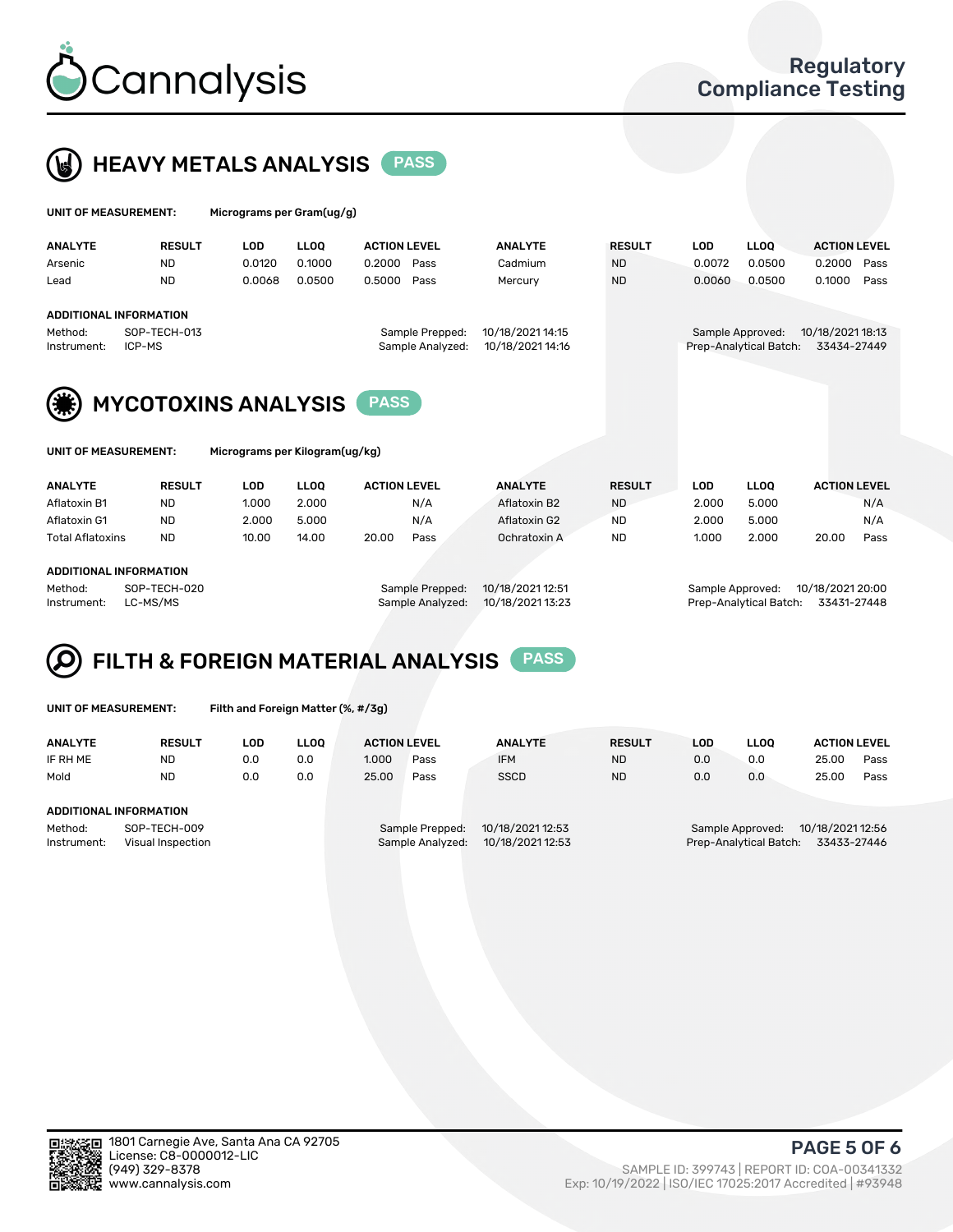Cannalysis

Regulatory Compliance Testing

## HEAVY METALS ANALYSIS PASS

**UNIT OF MEASUREMENT:** Micrograms per Gram(ug/g)

| ANALYTE | RESULT | LOD | LLOQ | ACTION LEVEL | | ANALYTE | RESULT | LOD | LLOQ | ACTION LEVEL | |
|---|---|---|---|---|---|---|---|---|---|---|---|
| Arsenic | ND | 0.0120 | 0.1000 | 0.2000 | Pass | Cadmium | ND | 0.0072 | 0.0500 | 0.2000 | Pass |
| Lead | ND | 0.0068 | 0.0500 | 0.5000 | Pass | Mercury | ND | 0.0060 | 0.0500 | 0.1000 | Pass |

**ADDITIONAL INFORMATION**

Method: SOP-TECH-013
Instrument: ICP-MS
Sample Prepped: 10/18/2021 14:15
Sample Analyzed: 10/18/2021 14:16
Sample Approved: 10/18/2021 18:13
Prep-Analytical Batch: 33434-27449

## MYCOTOXINS ANALYSIS PASS

**UNIT OF MEASUREMENT:** Micrograms per Kilogram(ug/kg)

| ANALYTE | RESULT | LOD | LLOQ | ACTION LEVEL | | ANALYTE | RESULT | LOD | LLOQ | ACTION LEVEL | |
|---|---|---|---|---|---|---|---|---|---|---|---|
| Aflatoxin B1 | ND | 1.000 | 2.000 | | N/A | Aflatoxin B2 | ND | 2.000 | 5.000 | | N/A |
| Aflatoxin G1 | ND | 2.000 | 5.000 | | N/A | Aflatoxin G2 | ND | 2.000 | 5.000 | | N/A |
| Total Aflatoxins | ND | 10.00 | 14.00 | 20.00 | Pass | Ochratoxin A | ND | 1.000 | 2.000 | 20.00 | Pass |

**ADDITIONAL INFORMATION**

Method: SOP-TECH-020
Instrument: LC-MS/MS
Sample Prepped: 10/18/2021 12:51
Sample Analyzed: 10/18/2021 13:23
Sample Approved: 10/18/2021 20:00
Prep-Analytical Batch: 33431-27448

## FILTH & FOREIGN MATERIAL ANALYSIS PASS

**UNIT OF MEASUREMENT:** Filth and Foreign Matter (%, #/3g)

| ANALYTE | RESULT | LOD | LLOQ | ACTION LEVEL | | ANALYTE | RESULT | LOD | LLOQ | ACTION LEVEL | |
|---|---|---|---|---|---|---|---|---|---|---|---|
| IF RH ME | ND | 0.0 | 0.0 | 1.000 | Pass | IFM | ND | 0.0 | 0.0 | 25.00 | Pass |
| Mold | ND | 0.0 | 0.0 | 25.00 | Pass | SSCD | ND | 0.0 | 0.0 | 25.00 | Pass |

**ADDITIONAL INFORMATION**

Method: SOP-TECH-009
Instrument: Visual Inspection
Sample Prepped: 10/18/2021 12:53
Sample Analyzed: 10/18/2021 12:53
Sample Approved: 10/18/2021 12:56
Prep-Analytical Batch: 33433-27446

1801 Carnegie Ave, Santa Ana CA 92705
License: C8-0000012-LIC
(949) 329-8378
www.cannalysis.com

SAMPLE ID: 399743 | REPORT ID: COA-00341332
Exp: 10/19/2022 | ISO/IEC 17025:2017 Accredited | #93948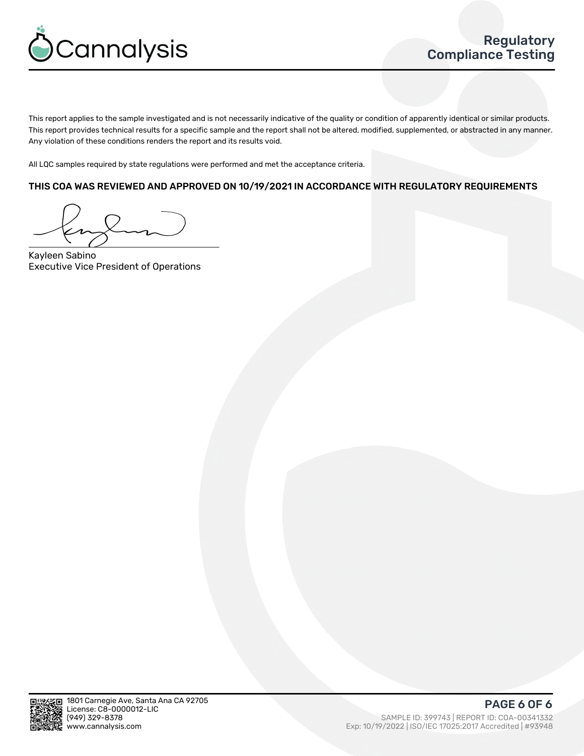This report applies to the sample investigated and is not necessarily indicative of the quality or condition of apparently identical or similar products. This report provides technical results for a specific sample and the report shall not be altered, modified, supplemented, or abstracted in any manner. Any violation of these conditions renders the report and its results void.

All LQC samples required by state regulations were performed and met the acceptance criteria.

**THIS COA WAS REVIEWED AND APPROVED ON 10/19/2021 IN ACCORDANCE WITH REGULATORY REQUIREMENTS**

Kayleen Sabino
Executive Vice President of Operations